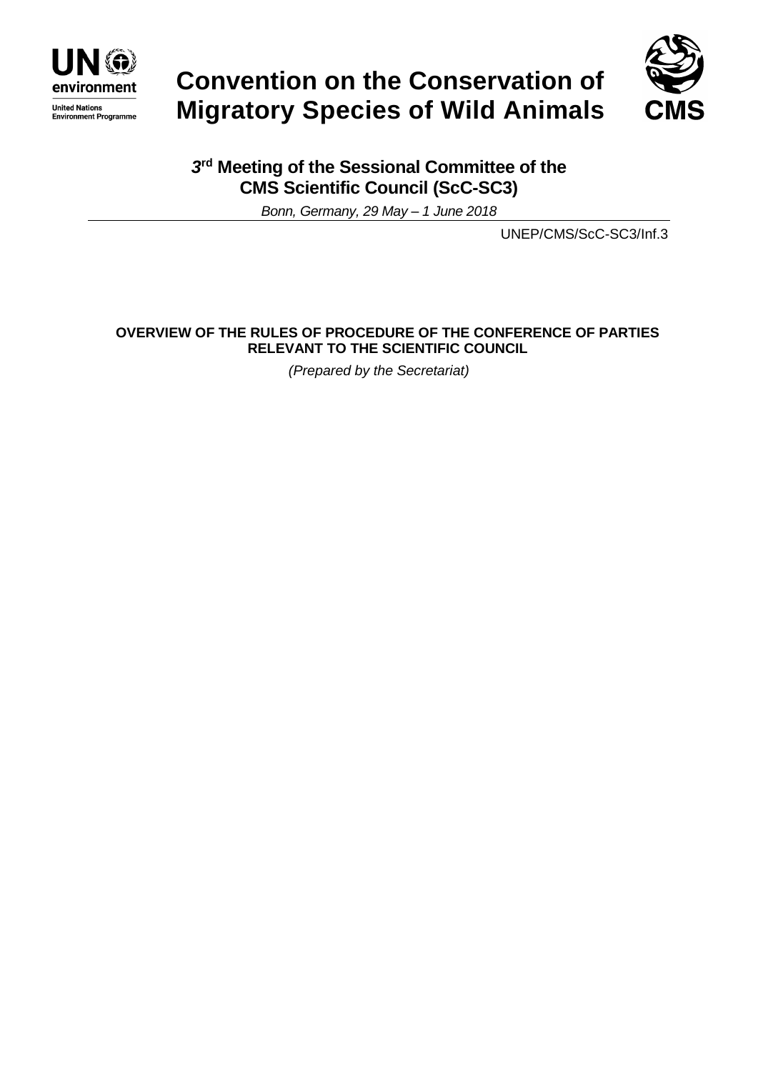# Convention on the Conservation of Migratory Species of Wild Animals

**3rd Meeting of the Sessional Committee of the CMS Scientific Council (ScC-SC3)**

*Bonn, Germany, 29 May – 1 June 2018*

UNEP/CMS/ScC-SC3/Inf.3

**OVERVIEW OF THE RULES OF PROCEDURE OF THE CONFERENCE OF PARTIES RELEVANT TO THE SCIENTIFIC COUNCIL**

*(Prepared by the Secretariat)*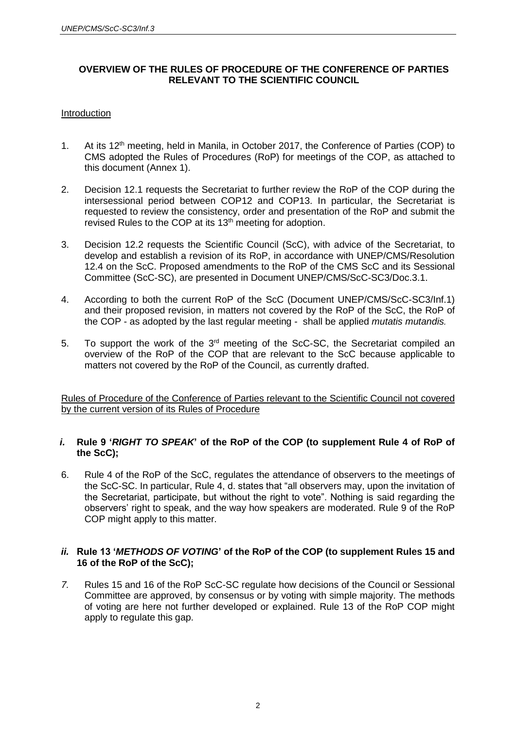**OVERVIEW OF THE RULES OF PROCEDURE OF THE CONFERENCE OF PARTIES RELEVANT TO THE SCIENTIFIC COUNCIL**

Introduction

1. At its 12th meeting, held in Manila, in October 2017, the Conference of Parties (COP) to CMS adopted the Rules of Procedures (RoP) for meetings of the COP, as attached to this document (Annex 1).

2. Decision 12.1 requests the Secretariat to further review the RoP of the COP during the intersessional period between COP12 and COP13. In particular, the Secretariat is requested to review the consistency, order and presentation of the RoP and submit the revised Rules to the COP at its 13th meeting for adoption.

3. Decision 12.2 requests the Scientific Council (ScC), with advice of the Secretariat, to develop and establish a revision of its RoP, in accordance with UNEP/CMS/Resolution 12.4 on the ScC. Proposed amendments to the RoP of the CMS ScC and its Sessional Committee (ScC-SC), are presented in Document UNEP/CMS/ScC-SC3/Doc.3.1.

4. According to both the current RoP of the ScC (Document UNEP/CMS/ScC-SC3/Inf.1) and their proposed revision, in matters not covered by the RoP of the ScC, the RoP of the COP - as adopted by the last regular meeting - shall be applied *mutatis mutandis.*

5. To support the work of the 3rd meeting of the ScC-SC, the Secretariat compiled an overview of the RoP of the COP that are relevant to the ScC because applicable to matters not covered by the RoP of the Council, as currently drafted.

Rules of Procedure of the Conference of Parties relevant to the Scientific Council not covered by the current version of its Rules of Procedure

### *i.* Rule 9 '*RIGHT TO SPEAK*' of the RoP of the COP (to supplement Rule 4 of RoP of the ScC);

6. Rule 4 of the RoP of the ScC, regulates the attendance of observers to the meetings of the ScC-SC. In particular, Rule 4, d. states that "all observers may, upon the invitation of the Secretariat, participate, but without the right to vote". Nothing is said regarding the observers' right to speak, and the way how speakers are moderated. Rule 9 of the RoP COP might apply to this matter.

### *ii.* Rule 13 '*METHODS OF VOTING*' of the RoP of the COP (to supplement Rules 15 and 16 of the RoP of the ScC);

*7.* Rules 15 and 16 of the RoP ScC-SC regulate how decisions of the Council or Sessional Committee are approved, by consensus or by voting with simple majority. The methods of voting are here not further developed or explained. Rule 13 of the RoP COP might apply to regulate this gap.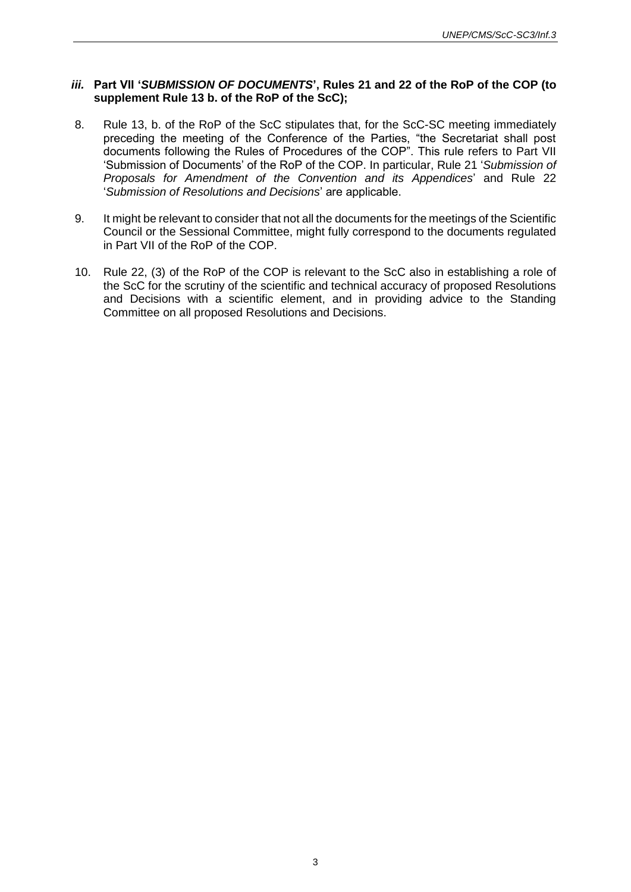### *iii.* Part VII '*SUBMISSION OF DOCUMENTS*', Rules 21 and 22 of the RoP of the COP (to supplement Rule 13 b. of the RoP of the ScC);

8. Rule 13, b. of the RoP of the ScC stipulates that, for the ScC-SC meeting immediately preceding the meeting of the Conference of the Parties, "the Secretariat shall post documents following the Rules of Procedures of the COP". This rule refers to Part VII 'Submission of Documents' of the RoP of the COP. In particular, Rule 21 '*Submission of Proposals for Amendment of the Convention and its Appendices*' and Rule 22 '*Submission of Resolutions and Decisions*' are applicable.

9. It might be relevant to consider that not all the documents for the meetings of the Scientific Council or the Sessional Committee, might fully correspond to the documents regulated in Part VII of the RoP of the COP.

10. Rule 22, (3) of the RoP of the COP is relevant to the ScC also in establishing a role of the ScC for the scrutiny of the scientific and technical accuracy of proposed Resolutions and Decisions with a scientific element, and in providing advice to the Standing Committee on all proposed Resolutions and Decisions.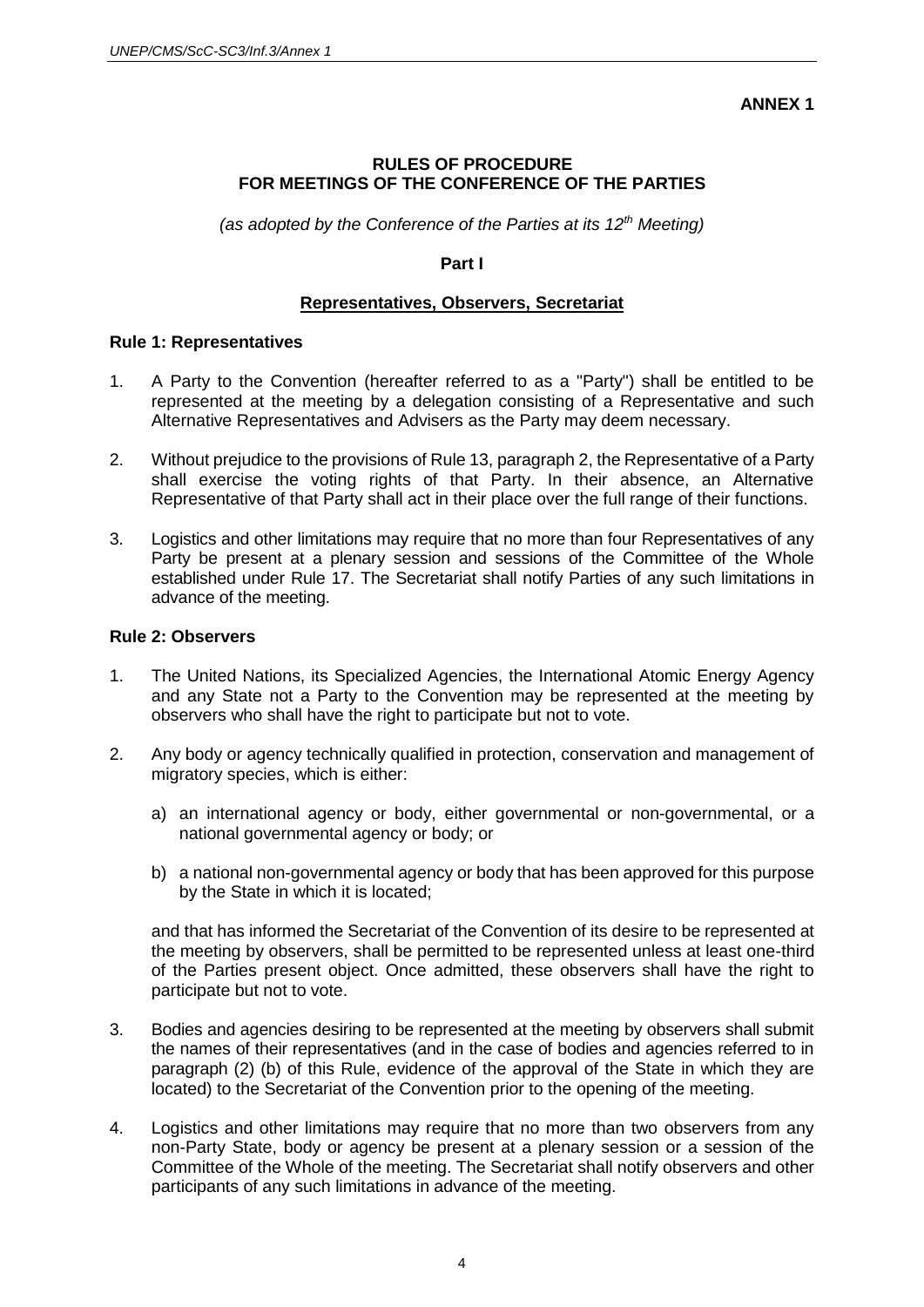**ANNEX 1**

# RULES OF PROCEDURE FOR MEETINGS OF THE CONFERENCE OF THE PARTIES

*(as adopted by the Conference of the Parties at its 12th Meeting)*

## Part I

## Representatives, Observers, Secretariat

### Rule 1: Representatives

1. A Party to the Convention (hereafter referred to as a "Party") shall be entitled to be represented at the meeting by a delegation consisting of a Representative and such Alternative Representatives and Advisers as the Party may deem necessary.

2. Without prejudice to the provisions of Rule 13, paragraph 2, the Representative of a Party shall exercise the voting rights of that Party. In their absence, an Alternative Representative of that Party shall act in their place over the full range of their functions.

3. Logistics and other limitations may require that no more than four Representatives of any Party be present at a plenary session and sessions of the Committee of the Whole established under Rule 17. The Secretariat shall notify Parties of any such limitations in advance of the meeting.

### Rule 2: Observers

1. The United Nations, its Specialized Agencies, the International Atomic Energy Agency and any State not a Party to the Convention may be represented at the meeting by observers who shall have the right to participate but not to vote.

2. Any body or agency technically qualified in protection, conservation and management of migratory species, which is either:

   a) an international agency or body, either governmental or non-governmental, or a national governmental agency or body; or

   b) a national non-governmental agency or body that has been approved for this purpose by the State in which it is located;

   and that has informed the Secretariat of the Convention of its desire to be represented at the meeting by observers, shall be permitted to be represented unless at least one-third of the Parties present object. Once admitted, these observers shall have the right to participate but not to vote.

3. Bodies and agencies desiring to be represented at the meeting by observers shall submit the names of their representatives (and in the case of bodies and agencies referred to in paragraph (2) (b) of this Rule, evidence of the approval of the State in which they are located) to the Secretariat of the Convention prior to the opening of the meeting.

4. Logistics and other limitations may require that no more than two observers from any non-Party State, body or agency be present at a plenary session or a session of the Committee of the Whole of the meeting. The Secretariat shall notify observers and other participants of any such limitations in advance of the meeting.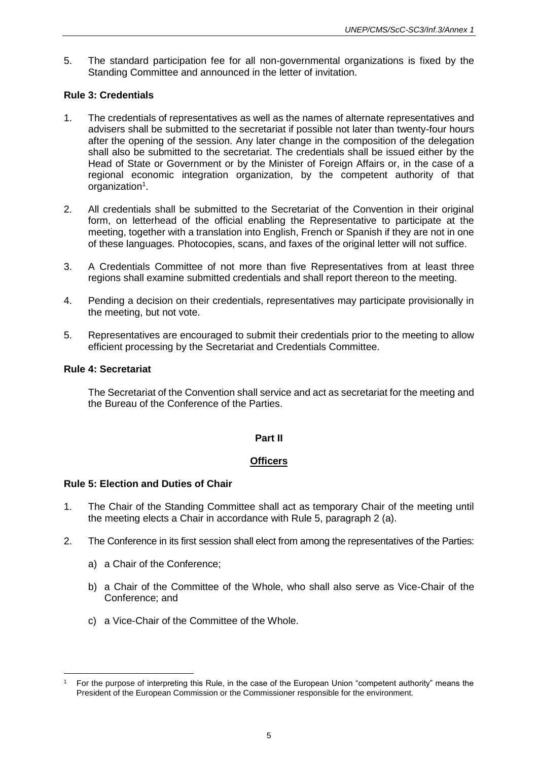5. The standard participation fee for all non-governmental organizations is fixed by the Standing Committee and announced in the letter of invitation.

**Rule 3: Credentials**

1. The credentials of representatives as well as the names of alternate representatives and advisers shall be submitted to the secretariat if possible not later than twenty-four hours after the opening of the session. Any later change in the composition of the delegation shall also be submitted to the secretariat. The credentials shall be issued either by the Head of State or Government or by the Minister of Foreign Affairs or, in the case of a regional economic integration organization, by the competent authority of that organization[1].

2. All credentials shall be submitted to the Secretariat of the Convention in their original form, on letterhead of the official enabling the Representative to participate at the meeting, together with a translation into English, French or Spanish if they are not in one of these languages. Photocopies, scans, and faxes of the original letter will not suffice.

3. A Credentials Committee of not more than five Representatives from at least three regions shall examine submitted credentials and shall report thereon to the meeting.

4. Pending a decision on their credentials, representatives may participate provisionally in the meeting, but not vote.

5. Representatives are encouraged to submit their credentials prior to the meeting to allow efficient processing by the Secretariat and Credentials Committee.

**Rule 4: Secretariat**

The Secretariat of the Convention shall service and act as secretariat for the meeting and the Bureau of the Conference of the Parties.

**Part II**

**Officers**

**Rule 5: Election and Duties of Chair**

1. The Chair of the Standing Committee shall act as temporary Chair of the meeting until the meeting elects a Chair in accordance with Rule 5, paragraph 2 (a).

2. The Conference in its first session shall elect from among the representatives of the Parties:

    a) a Chair of the Conference;

    b) a Chair of the Committee of the Whole, who shall also serve as Vice-Chair of the Conference; and

    c) a Vice-Chair of the Committee of the Whole.

[1] For the purpose of interpreting this Rule, in the case of the European Union "competent authority" means the President of the European Commission or the Commissioner responsible for the environment.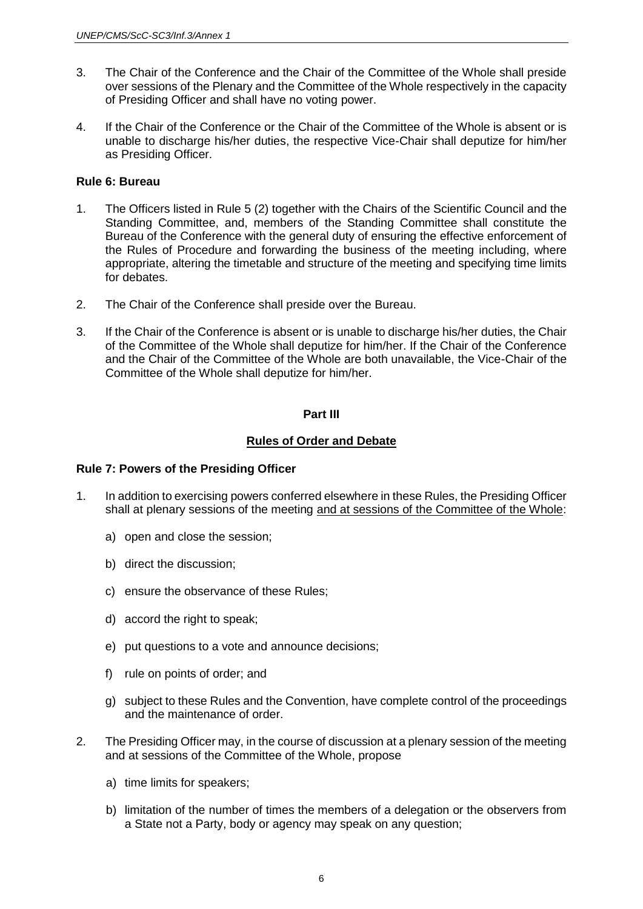3. The Chair of the Conference and the Chair of the Committee of the Whole shall preside over sessions of the Plenary and the Committee of the Whole respectively in the capacity of Presiding Officer and shall have no voting power.

4. If the Chair of the Conference or the Chair of the Committee of the Whole is absent or is unable to discharge his/her duties, the respective Vice-Chair shall deputize for him/her as Presiding Officer.

**Rule 6: Bureau**

1. The Officers listed in Rule 5 (2) together with the Chairs of the Scientific Council and the Standing Committee, and, members of the Standing Committee shall constitute the Bureau of the Conference with the general duty of ensuring the effective enforcement of the Rules of Procedure and forwarding the business of the meeting including, where appropriate, altering the timetable and structure of the meeting and specifying time limits for debates.

2. The Chair of the Conference shall preside over the Bureau.

3. If the Chair of the Conference is absent or is unable to discharge his/her duties, the Chair of the Committee of the Whole shall deputize for him/her. If the Chair of the Conference and the Chair of the Committee of the Whole are both unavailable, the Vice-Chair of the Committee of the Whole shall deputize for him/her.

**Part III**

**Rules of Order and Debate**

**Rule 7: Powers of the Presiding Officer**

1. In addition to exercising powers conferred elsewhere in these Rules, the Presiding Officer shall at plenary sessions of the meeting <u>and at sessions of the Committee of the Whole</u>:

   a) open and close the session;

   b) direct the discussion;

   c) ensure the observance of these Rules;

   d) accord the right to speak;

   e) put questions to a vote and announce decisions;

   f) rule on points of order; and

   g) subject to these Rules and the Convention, have complete control of the proceedings and the maintenance of order.

2. The Presiding Officer may, in the course of discussion at a plenary session of the meeting and at sessions of the Committee of the Whole, propose

   a) time limits for speakers;

   b) limitation of the number of times the members of a delegation or the observers from a State not a Party, body or agency may speak on any question;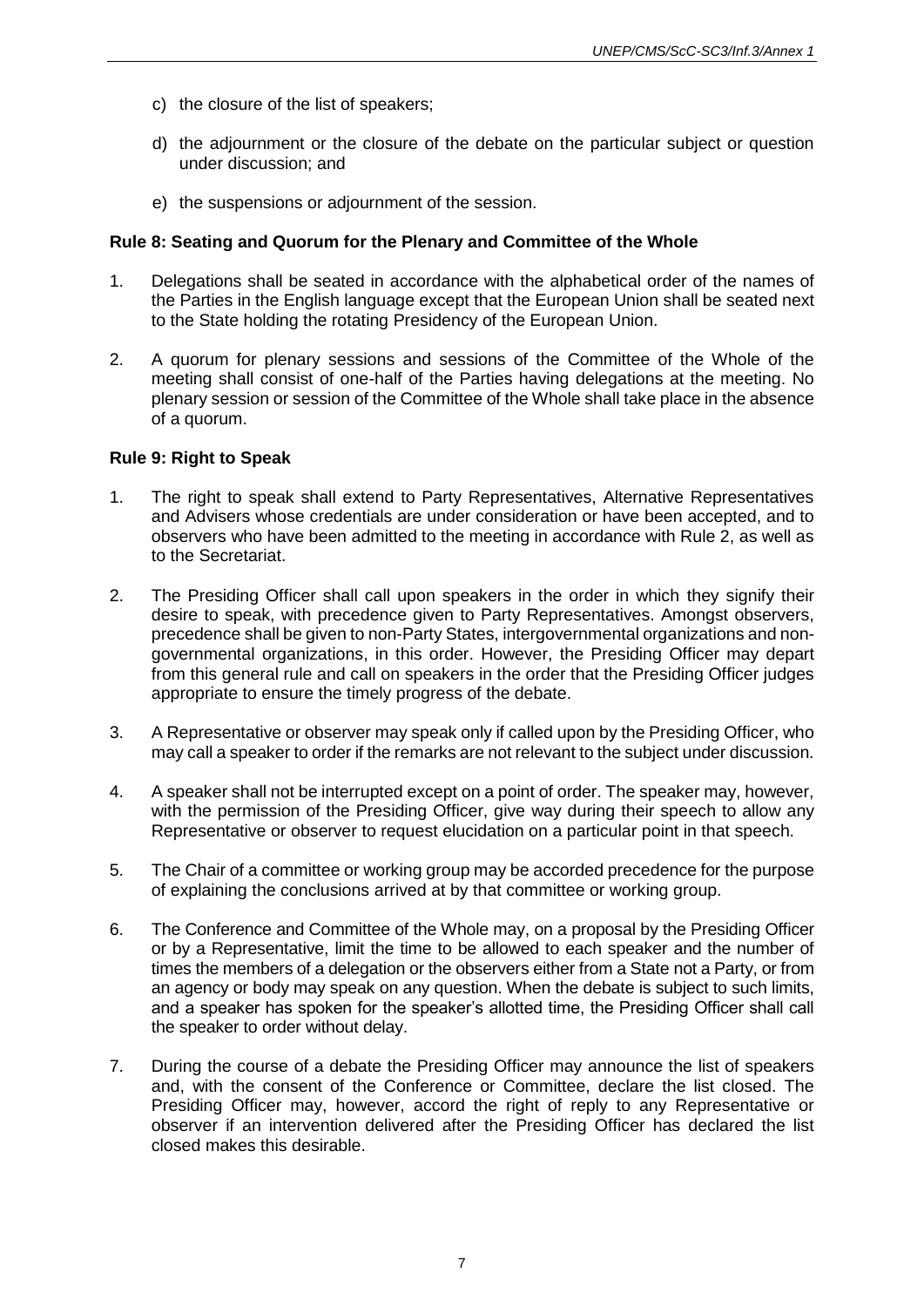c) the closure of the list of speakers;

d) the adjournment or the closure of the debate on the particular subject or question under discussion; and

e) the suspensions or adjournment of the session.

**Rule 8: Seating and Quorum for the Plenary and Committee of the Whole**

1. Delegations shall be seated in accordance with the alphabetical order of the names of the Parties in the English language except that the European Union shall be seated next to the State holding the rotating Presidency of the European Union.

2. A quorum for plenary sessions and sessions of the Committee of the Whole of the meeting shall consist of one-half of the Parties having delegations at the meeting. No plenary session or session of the Committee of the Whole shall take place in the absence of a quorum.

**Rule 9: Right to Speak**

1. The right to speak shall extend to Party Representatives, Alternative Representatives and Advisers whose credentials are under consideration or have been accepted, and to observers who have been admitted to the meeting in accordance with Rule 2, as well as to the Secretariat.

2. The Presiding Officer shall call upon speakers in the order in which they signify their desire to speak, with precedence given to Party Representatives. Amongst observers, precedence shall be given to non-Party States, intergovernmental organizations and non-governmental organizations, in this order. However, the Presiding Officer may depart from this general rule and call on speakers in the order that the Presiding Officer judges appropriate to ensure the timely progress of the debate.

3. A Representative or observer may speak only if called upon by the Presiding Officer, who may call a speaker to order if the remarks are not relevant to the subject under discussion.

4. A speaker shall not be interrupted except on a point of order. The speaker may, however, with the permission of the Presiding Officer, give way during their speech to allow any Representative or observer to request elucidation on a particular point in that speech.

5. The Chair of a committee or working group may be accorded precedence for the purpose of explaining the conclusions arrived at by that committee or working group.

6. The Conference and Committee of the Whole may, on a proposal by the Presiding Officer or by a Representative, limit the time to be allowed to each speaker and the number of times the members of a delegation or the observers either from a State not a Party, or from an agency or body may speak on any question. When the debate is subject to such limits, and a speaker has spoken for the speaker's allotted time, the Presiding Officer shall call the speaker to order without delay.

7. During the course of a debate the Presiding Officer may announce the list of speakers and, with the consent of the Conference or Committee, declare the list closed. The Presiding Officer may, however, accord the right of reply to any Representative or observer if an intervention delivered after the Presiding Officer has declared the list closed makes this desirable.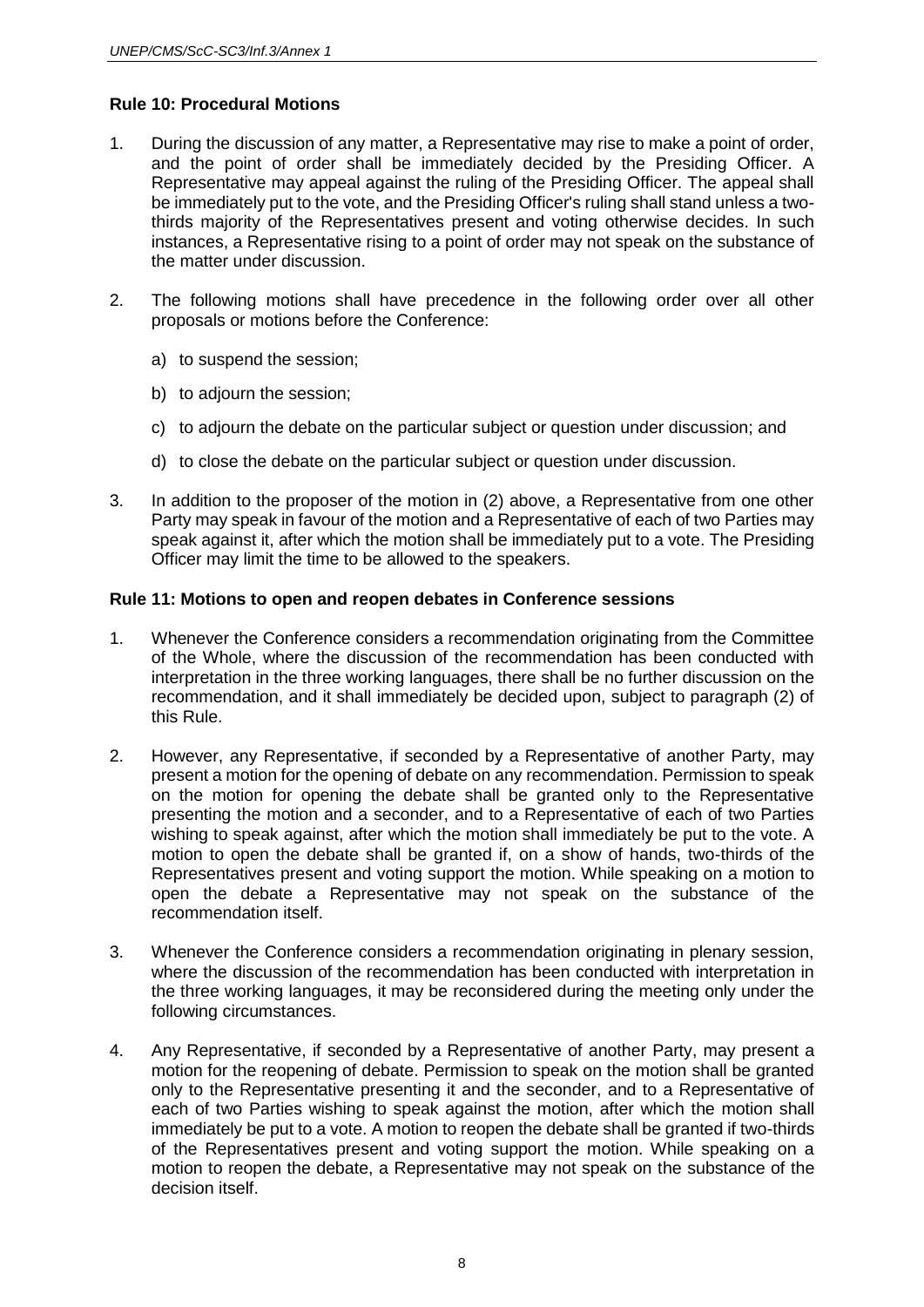### Rule 10: Procedural Motions

1. During the discussion of any matter, a Representative may rise to make a point of order, and the point of order shall be immediately decided by the Presiding Officer. A Representative may appeal against the ruling of the Presiding Officer. The appeal shall be immediately put to the vote, and the Presiding Officer's ruling shall stand unless a two-thirds majority of the Representatives present and voting otherwise decides. In such instances, a Representative rising to a point of order may not speak on the substance of the matter under discussion.

2. The following motions shall have precedence in the following order over all other proposals or motions before the Conference:

   a) to suspend the session;

   b) to adjourn the session;

   c) to adjourn the debate on the particular subject or question under discussion; and

   d) to close the debate on the particular subject or question under discussion.

3. In addition to the proposer of the motion in (2) above, a Representative from one other Party may speak in favour of the motion and a Representative of each of two Parties may speak against it, after which the motion shall be immediately put to a vote. The Presiding Officer may limit the time to be allowed to the speakers.

### Rule 11: Motions to open and reopen debates in Conference sessions

1. Whenever the Conference considers a recommendation originating from the Committee of the Whole, where the discussion of the recommendation has been conducted with interpretation in the three working languages, there shall be no further discussion on the recommendation, and it shall immediately be decided upon, subject to paragraph (2) of this Rule.

2. However, any Representative, if seconded by a Representative of another Party, may present a motion for the opening of debate on any recommendation. Permission to speak on the motion for opening the debate shall be granted only to the Representative presenting the motion and a seconder, and to a Representative of each of two Parties wishing to speak against, after which the motion shall immediately be put to the vote. A motion to open the debate shall be granted if, on a show of hands, two-thirds of the Representatives present and voting support the motion. While speaking on a motion to open the debate a Representative may not speak on the substance of the recommendation itself.

3. Whenever the Conference considers a recommendation originating in plenary session, where the discussion of the recommendation has been conducted with interpretation in the three working languages, it may be reconsidered during the meeting only under the following circumstances.

4. Any Representative, if seconded by a Representative of another Party, may present a motion for the reopening of debate. Permission to speak on the motion shall be granted only to the Representative presenting it and the seconder, and to a Representative of each of two Parties wishing to speak against the motion, after which the motion shall immediately be put to a vote. A motion to reopen the debate shall be granted if two-thirds of the Representatives present and voting support the motion. While speaking on a motion to reopen the debate, a Representative may not speak on the substance of the decision itself.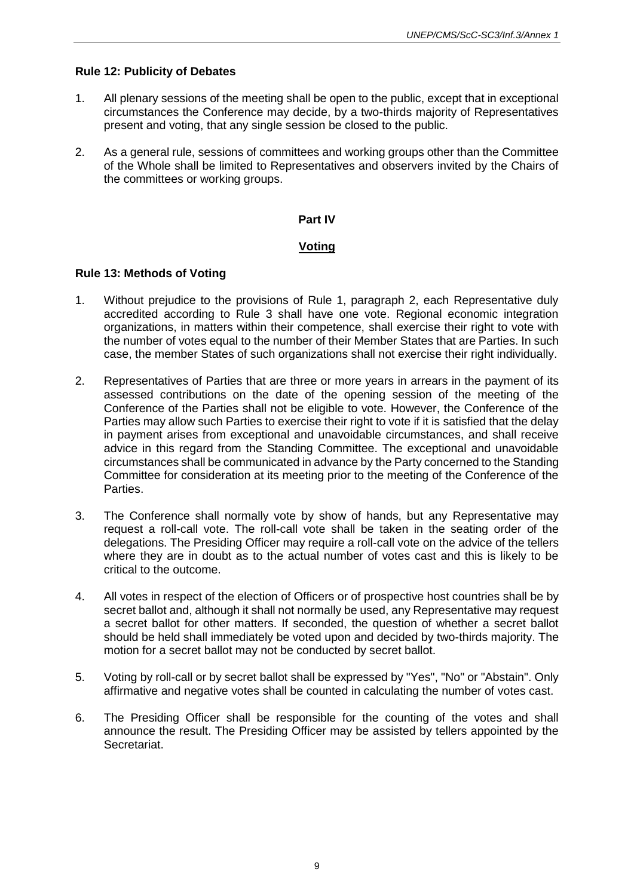### Rule 12: Publicity of Debates

1. All plenary sessions of the meeting shall be open to the public, except that in exceptional circumstances the Conference may decide, by a two-thirds majority of Representatives present and voting, that any single session be closed to the public.

2. As a general rule, sessions of committees and working groups other than the Committee of the Whole shall be limited to Representatives and observers invited by the Chairs of the committees or working groups.

## Part IV

## Voting

### Rule 13: Methods of Voting

1. Without prejudice to the provisions of Rule 1, paragraph 2, each Representative duly accredited according to Rule 3 shall have one vote. Regional economic integration organizations, in matters within their competence, shall exercise their right to vote with the number of votes equal to the number of their Member States that are Parties. In such case, the member States of such organizations shall not exercise their right individually.

2. Representatives of Parties that are three or more years in arrears in the payment of its assessed contributions on the date of the opening session of the meeting of the Conference of the Parties shall not be eligible to vote. However, the Conference of the Parties may allow such Parties to exercise their right to vote if it is satisfied that the delay in payment arises from exceptional and unavoidable circumstances, and shall receive advice in this regard from the Standing Committee. The exceptional and unavoidable circumstances shall be communicated in advance by the Party concerned to the Standing Committee for consideration at its meeting prior to the meeting of the Conference of the Parties.

3. The Conference shall normally vote by show of hands, but any Representative may request a roll-call vote. The roll-call vote shall be taken in the seating order of the delegations. The Presiding Officer may require a roll-call vote on the advice of the tellers where they are in doubt as to the actual number of votes cast and this is likely to be critical to the outcome.

4. All votes in respect of the election of Officers or of prospective host countries shall be by secret ballot and, although it shall not normally be used, any Representative may request a secret ballot for other matters. If seconded, the question of whether a secret ballot should be held shall immediately be voted upon and decided by two-thirds majority. The motion for a secret ballot may not be conducted by secret ballot.

5. Voting by roll-call or by secret ballot shall be expressed by "Yes", "No" or "Abstain". Only affirmative and negative votes shall be counted in calculating the number of votes cast.

6. The Presiding Officer shall be responsible for the counting of the votes and shall announce the result. The Presiding Officer may be assisted by tellers appointed by the Secretariat.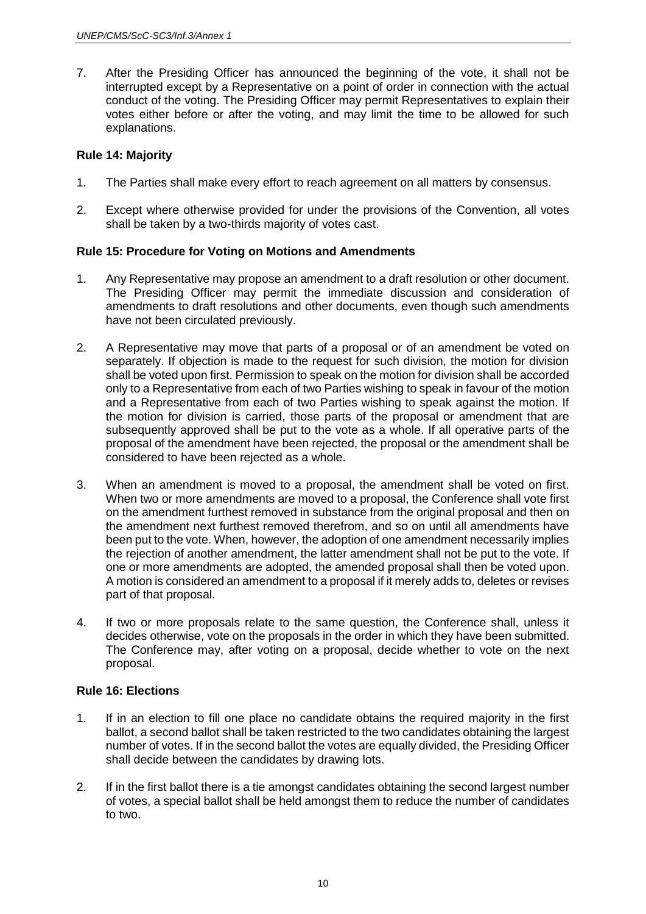7. After the Presiding Officer has announced the beginning of the vote, it shall not be interrupted except by a Representative on a point of order in connection with the actual conduct of the voting. The Presiding Officer may permit Representatives to explain their votes either before or after the voting, and may limit the time to be allowed for such explanations.

### Rule 14: Majority

1. The Parties shall make every effort to reach agreement on all matters by consensus.
2. Except where otherwise provided for under the provisions of the Convention, all votes shall be taken by a two-thirds majority of votes cast.

### Rule 15: Procedure for Voting on Motions and Amendments

1. Any Representative may propose an amendment to a draft resolution or other document. The Presiding Officer may permit the immediate discussion and consideration of amendments to draft resolutions and other documents, even though such amendments have not been circulated previously.
2. A Representative may move that parts of a proposal or of an amendment be voted on separately. If objection is made to the request for such division, the motion for division shall be voted upon first. Permission to speak on the motion for division shall be accorded only to a Representative from each of two Parties wishing to speak in favour of the motion and a Representative from each of two Parties wishing to speak against the motion. If the motion for division is carried, those parts of the proposal or amendment that are subsequently approved shall be put to the vote as a whole. If all operative parts of the proposal of the amendment have been rejected, the proposal or the amendment shall be considered to have been rejected as a whole.
3. When an amendment is moved to a proposal, the amendment shall be voted on first. When two or more amendments are moved to a proposal, the Conference shall vote first on the amendment furthest removed in substance from the original proposal and then on the amendment next furthest removed therefrom, and so on until all amendments have been put to the vote. When, however, the adoption of one amendment necessarily implies the rejection of another amendment, the latter amendment shall not be put to the vote. If one or more amendments are adopted, the amended proposal shall then be voted upon. A motion is considered an amendment to a proposal if it merely adds to, deletes or revises part of that proposal.
4. If two or more proposals relate to the same question, the Conference shall, unless it decides otherwise, vote on the proposals in the order in which they have been submitted. The Conference may, after voting on a proposal, decide whether to vote on the next proposal.

### Rule 16: Elections

1. If in an election to fill one place no candidate obtains the required majority in the first ballot, a second ballot shall be taken restricted to the two candidates obtaining the largest number of votes. If in the second ballot the votes are equally divided, the Presiding Officer shall decide between the candidates by drawing lots.
2. If in the first ballot there is a tie amongst candidates obtaining the second largest number of votes, a special ballot shall be held amongst them to reduce the number of candidates to two.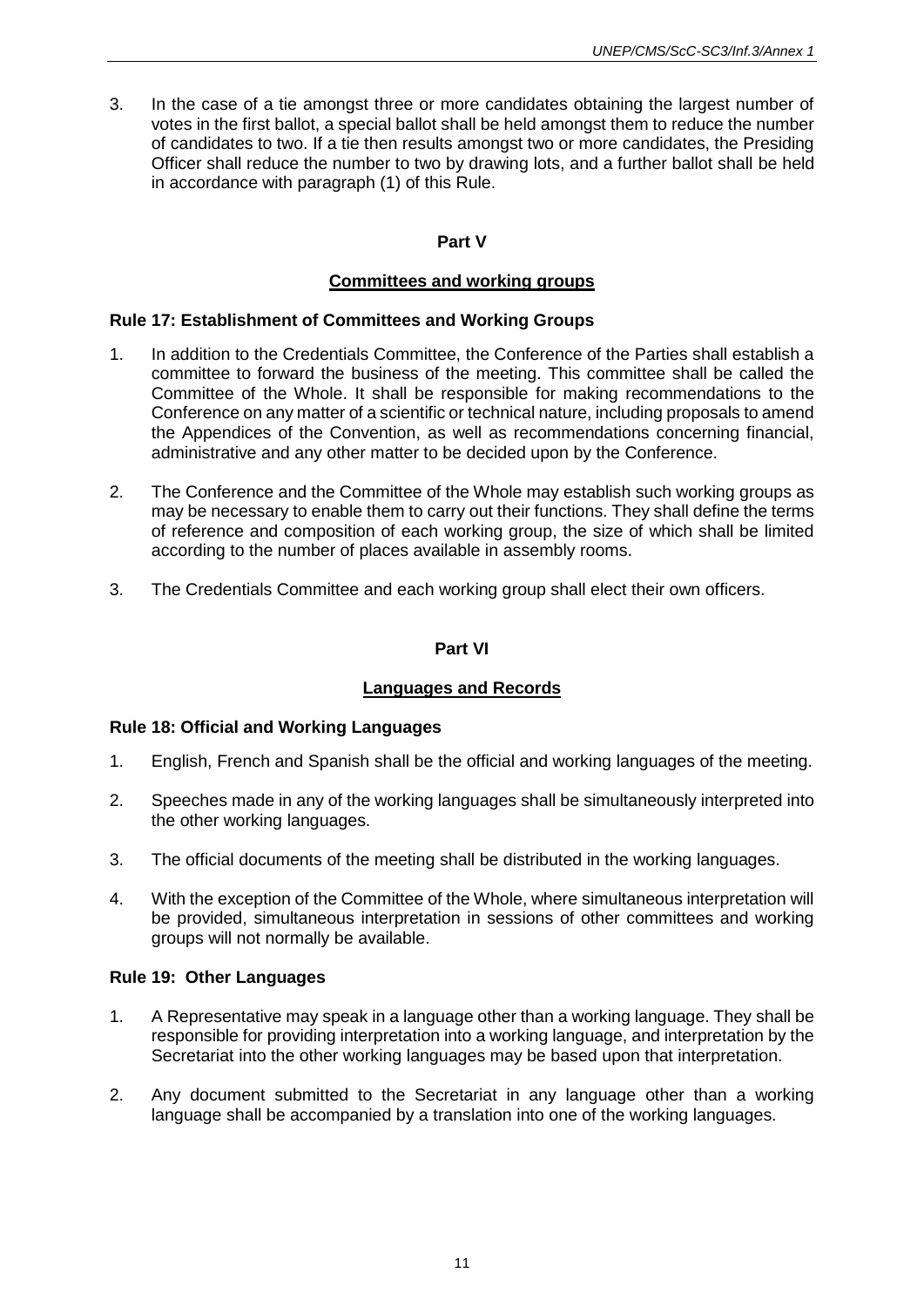3. In the case of a tie amongst three or more candidates obtaining the largest number of votes in the first ballot, a special ballot shall be held amongst them to reduce the number of candidates to two. If a tie then results amongst two or more candidates, the Presiding Officer shall reduce the number to two by drawing lots, and a further ballot shall be held in accordance with paragraph (1) of this Rule.

## Part V

## Committees and working groups

### Rule 17: Establishment of Committees and Working Groups

1. In addition to the Credentials Committee, the Conference of the Parties shall establish a committee to forward the business of the meeting. This committee shall be called the Committee of the Whole. It shall be responsible for making recommendations to the Conference on any matter of a scientific or technical nature, including proposals to amend the Appendices of the Convention, as well as recommendations concerning financial, administrative and any other matter to be decided upon by the Conference.

2. The Conference and the Committee of the Whole may establish such working groups as may be necessary to enable them to carry out their functions. They shall define the terms of reference and composition of each working group, the size of which shall be limited according to the number of places available in assembly rooms.

3. The Credentials Committee and each working group shall elect their own officers.

## Part VI

## Languages and Records

### Rule 18: Official and Working Languages

1. English, French and Spanish shall be the official and working languages of the meeting.

2. Speeches made in any of the working languages shall be simultaneously interpreted into the other working languages.

3. The official documents of the meeting shall be distributed in the working languages.

4. With the exception of the Committee of the Whole, where simultaneous interpretation will be provided, simultaneous interpretation in sessions of other committees and working groups will not normally be available.

### Rule 19: Other Languages

1. A Representative may speak in a language other than a working language. They shall be responsible for providing interpretation into a working language, and interpretation by the Secretariat into the other working languages may be based upon that interpretation.

2. Any document submitted to the Secretariat in any language other than a working language shall be accompanied by a translation into one of the working languages.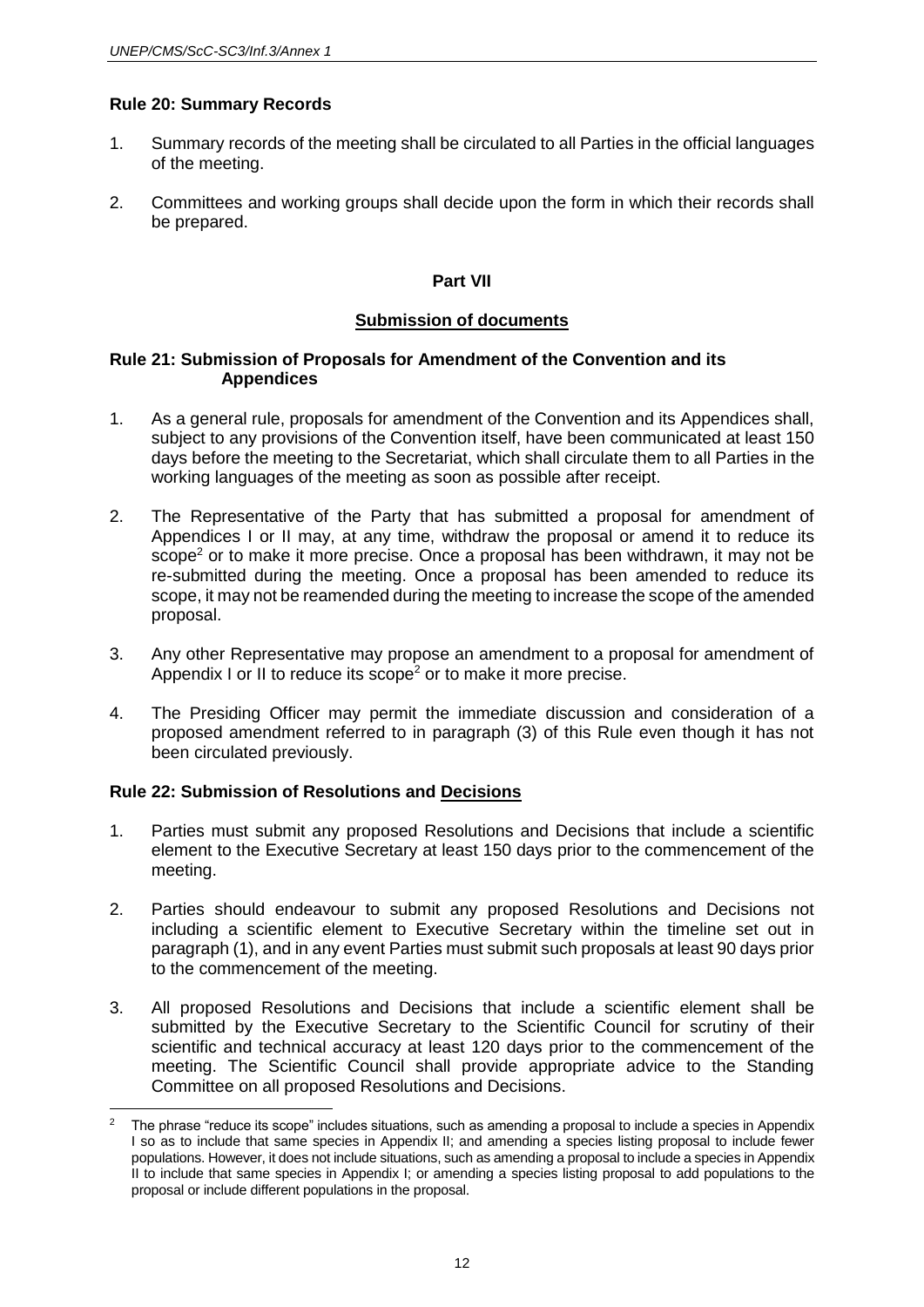### Rule 20: Summary Records

1. Summary records of the meeting shall be circulated to all Parties in the official languages of the meeting.

2. Committees and working groups shall decide upon the form in which their records shall be prepared.

## Part VII

## Submission of documents

### Rule 21: Submission of Proposals for Amendment of the Convention and its Appendices

1. As a general rule, proposals for amendment of the Convention and its Appendices shall, subject to any provisions of the Convention itself, have been communicated at least 150 days before the meeting to the Secretariat, which shall circulate them to all Parties in the working languages of the meeting as soon as possible after receipt.

2. The Representative of the Party that has submitted a proposal for amendment of Appendices I or II may, at any time, withdraw the proposal or amend it to reduce its scope[2] or to make it more precise. Once a proposal has been withdrawn, it may not be re-submitted during the meeting. Once a proposal has been amended to reduce its scope, it may not be reamended during the meeting to increase the scope of the amended proposal.

3. Any other Representative may propose an amendment to a proposal for amendment of Appendix I or II to reduce its scope[2] or to make it more precise.

4. The Presiding Officer may permit the immediate discussion and consideration of a proposed amendment referred to in paragraph (3) of this Rule even though it has not been circulated previously.

### Rule 22: Submission of Resolutions and <u>Decisions</u>

1. Parties must submit any proposed Resolutions and Decisions that include a scientific element to the Executive Secretary at least 150 days prior to the commencement of the meeting.

2. Parties should endeavour to submit any proposed Resolutions and Decisions not including a scientific element to Executive Secretary within the timeline set out in paragraph (1), and in any event Parties must submit such proposals at least 90 days prior to the commencement of the meeting.

3. All proposed Resolutions and Decisions that include a scientific element shall be submitted by the Executive Secretary to the Scientific Council for scrutiny of their scientific and technical accuracy at least 120 days prior to the commencement of the meeting. The Scientific Council shall provide appropriate advice to the Standing Committee on all proposed Resolutions and Decisions.

---

[2] The phrase "reduce its scope" includes situations, such as amending a proposal to include a species in Appendix I so as to include that same species in Appendix II; and amending a species listing proposal to include fewer populations. However, it does not include situations, such as amending a proposal to include a species in Appendix II to include that same species in Appendix I; or amending a species listing proposal to add populations to the proposal or include different populations in the proposal.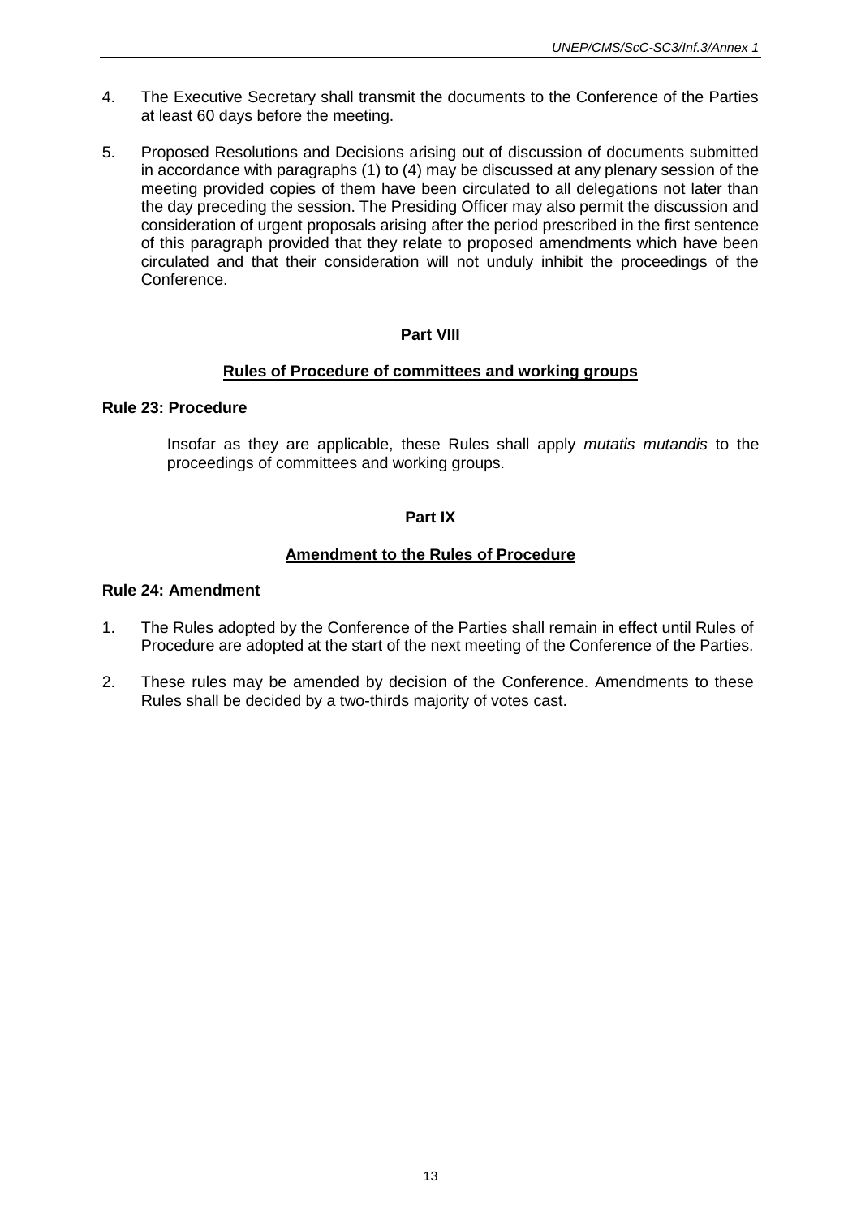4. The Executive Secretary shall transmit the documents to the Conference of the Parties at least 60 days before the meeting.

5. Proposed Resolutions and Decisions arising out of discussion of documents submitted in accordance with paragraphs (1) to (4) may be discussed at any plenary session of the meeting provided copies of them have been circulated to all delegations not later than the day preceding the session. The Presiding Officer may also permit the discussion and consideration of urgent proposals arising after the period prescribed in the first sentence of this paragraph provided that they relate to proposed amendments which have been circulated and that their consideration will not unduly inhibit the proceedings of the Conference.

## Part VIII

## Rules of Procedure of committees and working groups

### Rule 23: Procedure

Insofar as they are applicable, these Rules shall apply *mutatis mutandis* to the proceedings of committees and working groups.

## Part IX

## Amendment to the Rules of Procedure

### Rule 24: Amendment

1. The Rules adopted by the Conference of the Parties shall remain in effect until Rules of Procedure are adopted at the start of the next meeting of the Conference of the Parties.

2. These rules may be amended by decision of the Conference. Amendments to these Rules shall be decided by a two-thirds majority of votes cast.